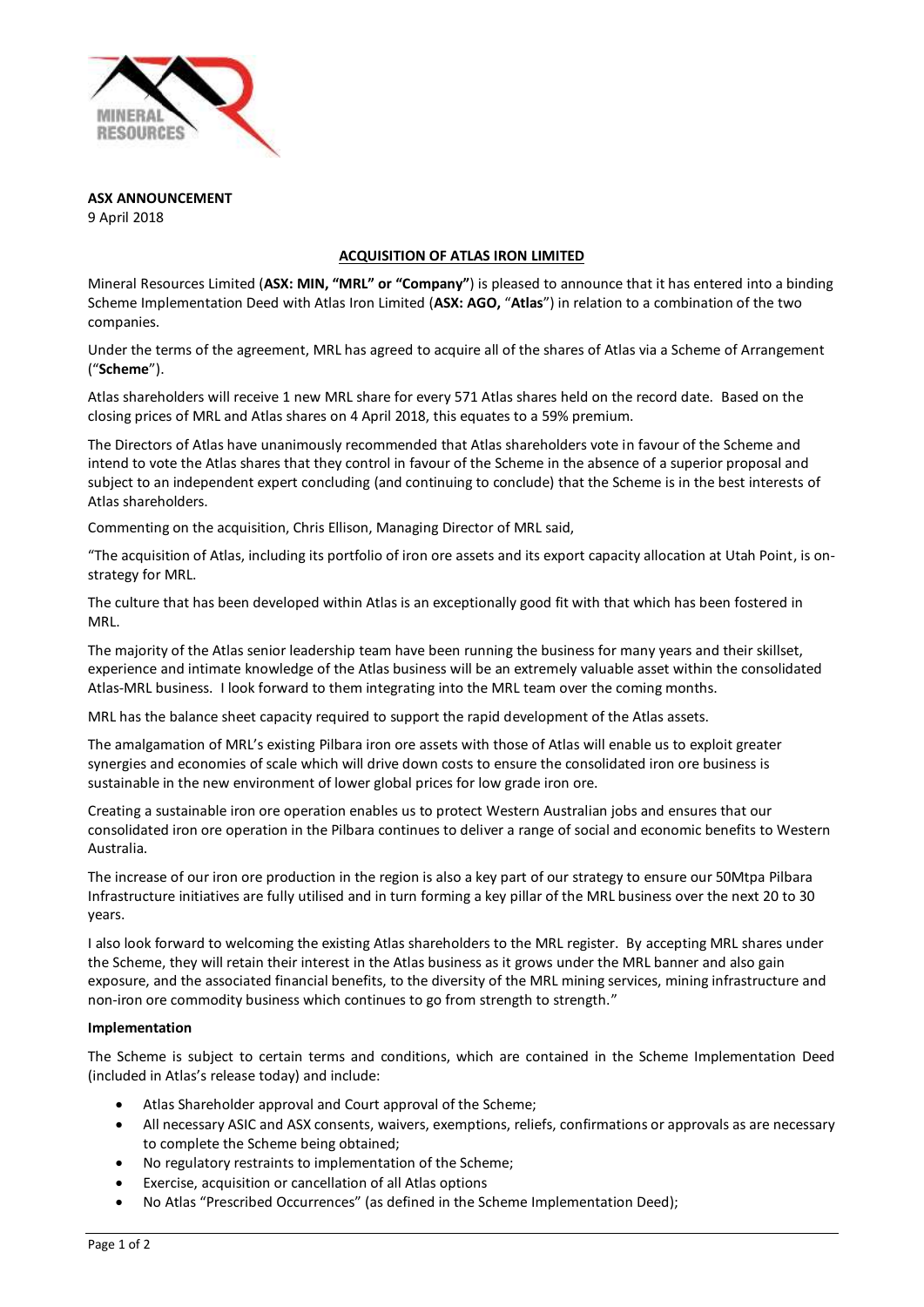**ASX ANNOUNCEMENT**
9 April 2018

## ACQUISITION OF ATLAS IRON LIMITED

Mineral Resources Limited (**ASX: MIN, "MRL" or "Company"**) is pleased to announce that it has entered into a binding Scheme Implementation Deed with Atlas Iron Limited (**ASX: AGO,** "**Atlas**") in relation to a combination of the two companies.

Under the terms of the agreement, MRL has agreed to acquire all of the shares of Atlas via a Scheme of Arrangement ("**Scheme**").

Atlas shareholders will receive 1 new MRL share for every 571 Atlas shares held on the record date. Based on the closing prices of MRL and Atlas shares on 4 April 2018, this equates to a 59% premium.

The Directors of Atlas have unanimously recommended that Atlas shareholders vote in favour of the Scheme and intend to vote the Atlas shares that they control in favour of the Scheme in the absence of a superior proposal and subject to an independent expert concluding (and continuing to conclude) that the Scheme is in the best interests of Atlas shareholders.

Commenting on the acquisition, Chris Ellison, Managing Director of MRL said,

"The acquisition of Atlas, including its portfolio of iron ore assets and its export capacity allocation at Utah Point, is on-strategy for MRL.

The culture that has been developed within Atlas is an exceptionally good fit with that which has been fostered in MRL.

The majority of the Atlas senior leadership team have been running the business for many years and their skillset, experience and intimate knowledge of the Atlas business will be an extremely valuable asset within the consolidated Atlas-MRL business. I look forward to them integrating into the MRL team over the coming months.

MRL has the balance sheet capacity required to support the rapid development of the Atlas assets.

The amalgamation of MRL's existing Pilbara iron ore assets with those of Atlas will enable us to exploit greater synergies and economies of scale which will drive down costs to ensure the consolidated iron ore business is sustainable in the new environment of lower global prices for low grade iron ore.

Creating a sustainable iron ore operation enables us to protect Western Australian jobs and ensures that our consolidated iron ore operation in the Pilbara continues to deliver a range of social and economic benefits to Western Australia.

The increase of our iron ore production in the region is also a key part of our strategy to ensure our 50Mtpa Pilbara Infrastructure initiatives are fully utilised and in turn forming a key pillar of the MRL business over the next 20 to 30 years.

I also look forward to welcoming the existing Atlas shareholders to the MRL register. By accepting MRL shares under the Scheme, they will retain their interest in the Atlas business as it grows under the MRL banner and also gain exposure, and the associated financial benefits, to the diversity of the MRL mining services, mining infrastructure and non-iron ore commodity business which continues to go from strength to strength."

**Implementation**

The Scheme is subject to certain terms and conditions, which are contained in the Scheme Implementation Deed (included in Atlas's release today) and include:

- Atlas Shareholder approval and Court approval of the Scheme;
- All necessary ASIC and ASX consents, waivers, exemptions, reliefs, confirmations or approvals as are necessary to complete the Scheme being obtained;
- No regulatory restraints to implementation of the Scheme;
- Exercise, acquisition or cancellation of all Atlas options
- No Atlas "Prescribed Occurrences" (as defined in the Scheme Implementation Deed);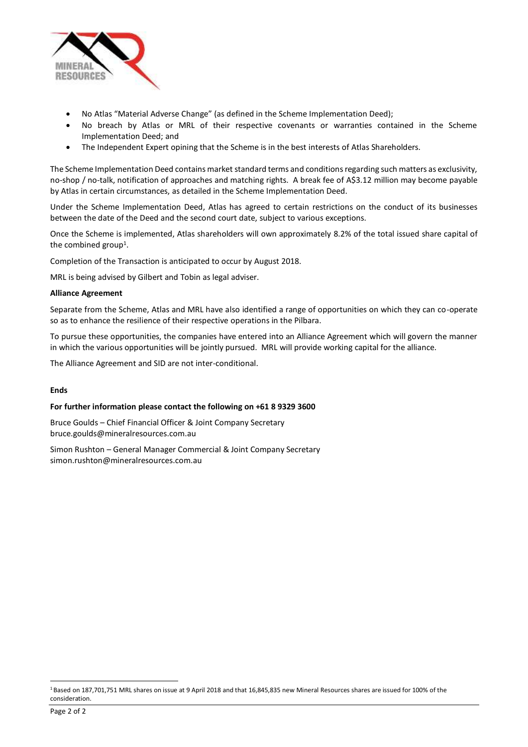- No Atlas "Material Adverse Change" (as defined in the Scheme Implementation Deed);
- No breach by Atlas or MRL of their respective covenants or warranties contained in the Scheme Implementation Deed; and
- The Independent Expert opining that the Scheme is in the best interests of Atlas Shareholders.

The Scheme Implementation Deed contains market standard terms and conditions regarding such matters as exclusivity, no-shop / no-talk, notification of approaches and matching rights. A break fee of A$3.12 million may become payable by Atlas in certain circumstances, as detailed in the Scheme Implementation Deed.

Under the Scheme Implementation Deed, Atlas has agreed to certain restrictions on the conduct of its businesses between the date of the Deed and the second court date, subject to various exceptions.

Once the Scheme is implemented, Atlas shareholders will own approximately 8.2% of the total issued share capital of the combined group[1].

Completion of the Transaction is anticipated to occur by August 2018.

MRL is being advised by Gilbert and Tobin as legal adviser.

**Alliance Agreement**

Separate from the Scheme, Atlas and MRL have also identified a range of opportunities on which they can co-operate so as to enhance the resilience of their respective operations in the Pilbara.

To pursue these opportunities, the companies have entered into an Alliance Agreement which will govern the manner in which the various opportunities will be jointly pursued. MRL will provide working capital for the alliance.

The Alliance Agreement and SID are not inter-conditional.

**Ends**

**For further information please contact the following on +61 8 9329 3600**

Bruce Goulds – Chief Financial Officer & Joint Company Secretary
bruce.goulds@mineralresources.com.au

Simon Rushton – General Manager Commercial & Joint Company Secretary
simon.rushton@mineralresources.com.au

[1] Based on 187,701,751 MRL shares on issue at 9 April 2018 and that 16,845,835 new Mineral Resources shares are issued for 100% of the consideration.